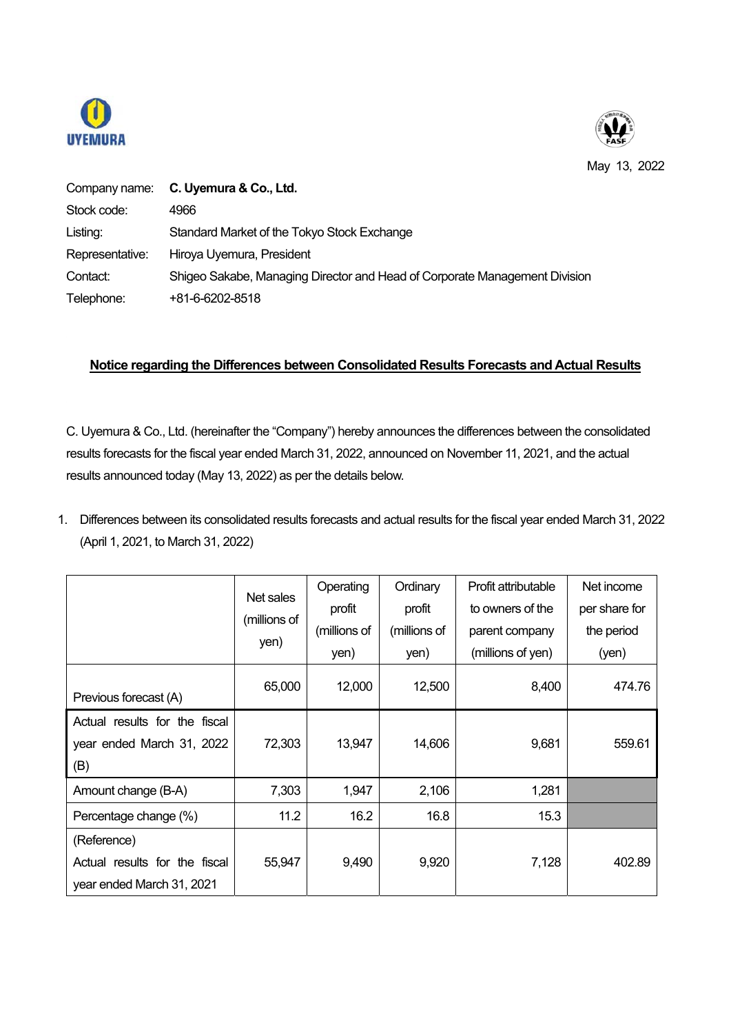May 13, 2022

Company name: **C. Uyemura & Co., Ltd.**
Stock code: 4966
Listing: Standard Market of the Tokyo Stock Exchange
Representative: Hiroya Uyemura, President
Contact: Shigeo Sakabe, Managing Director and Head of Corporate Management Division
Telephone: +81-6-6202-8518

## Notice regarding the Differences between Consolidated Results Forecasts and Actual Results

C. Uyemura & Co., Ltd. (hereinafter the "Company") hereby announces the differences between the consolidated results forecasts for the fiscal year ended March 31, 2022, announced on November 11, 2021, and the actual results announced today (May 13, 2022) as per the details below.

1. Differences between its consolidated results forecasts and actual results for the fiscal year ended March 31, 2022 (April 1, 2021, to March 31, 2022)

| | Net sales (millions of yen) | Operating profit (millions of yen) | Ordinary profit (millions of yen) | Profit attributable to owners of the parent company (millions of yen) | Net income per share for the period (yen) |
|---|---|---|---|---|---|
| Previous forecast (A) | 65,000 | 12,000 | 12,500 | 8,400 | 474.76 |
| Actual results for the fiscal year ended March 31, 2022 (B) | 72,303 | 13,947 | 14,606 | 9,681 | 559.61 |
| Amount change (B-A) | 7,303 | 1,947 | 2,106 | 1,281 | |
| Percentage change (%) | 11.2 | 16.2 | 16.8 | 15.3 | |
| (Reference) Actual results for the fiscal year ended March 31, 2021 | 55,947 | 9,490 | 9,920 | 7,128 | 402.89 |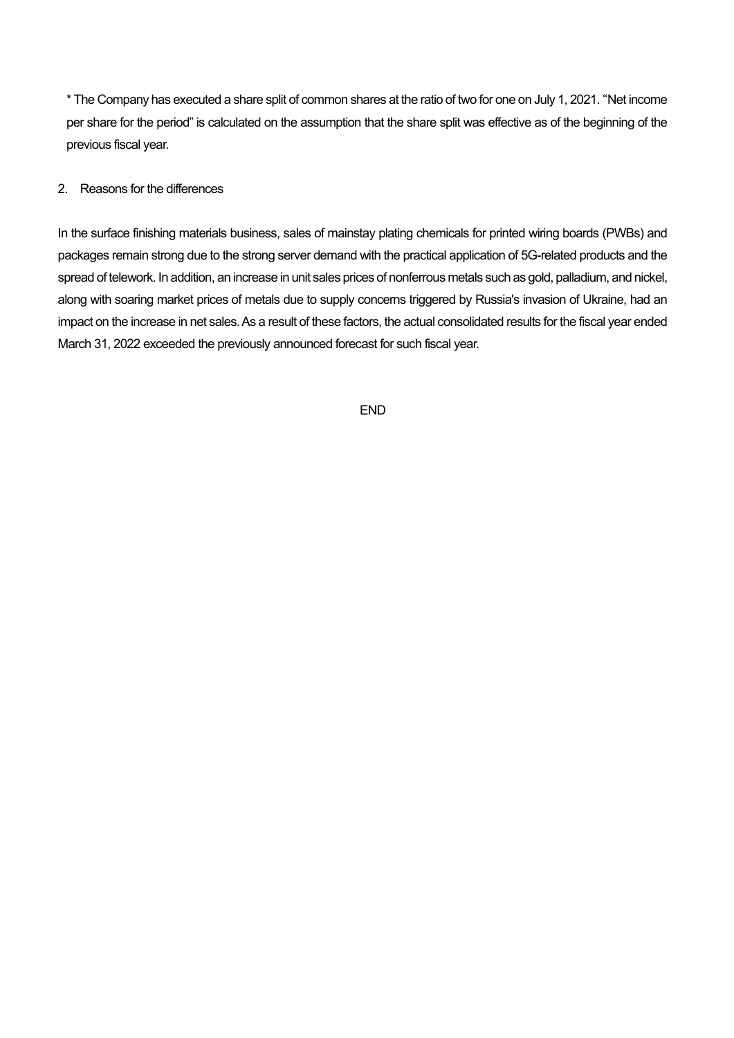* The Company has executed a share split of common shares at the ratio of two for one on July 1, 2021. "Net income per share for the period" is calculated on the assumption that the share split was effective as of the beginning of the previous fiscal year.

2. Reasons for the differences

In the surface finishing materials business, sales of mainstay plating chemicals for printed wiring boards (PWBs) and packages remain strong due to the strong server demand with the practical application of 5G-related products and the spread of telework. In addition, an increase in unit sales prices of nonferrous metals such as gold, palladium, and nickel, along with soaring market prices of metals due to supply concerns triggered by Russia's invasion of Ukraine, had an impact on the increase in net sales. As a result of these factors, the actual consolidated results for the fiscal year ended March 31, 2022 exceeded the previously announced forecast for such fiscal year.

END